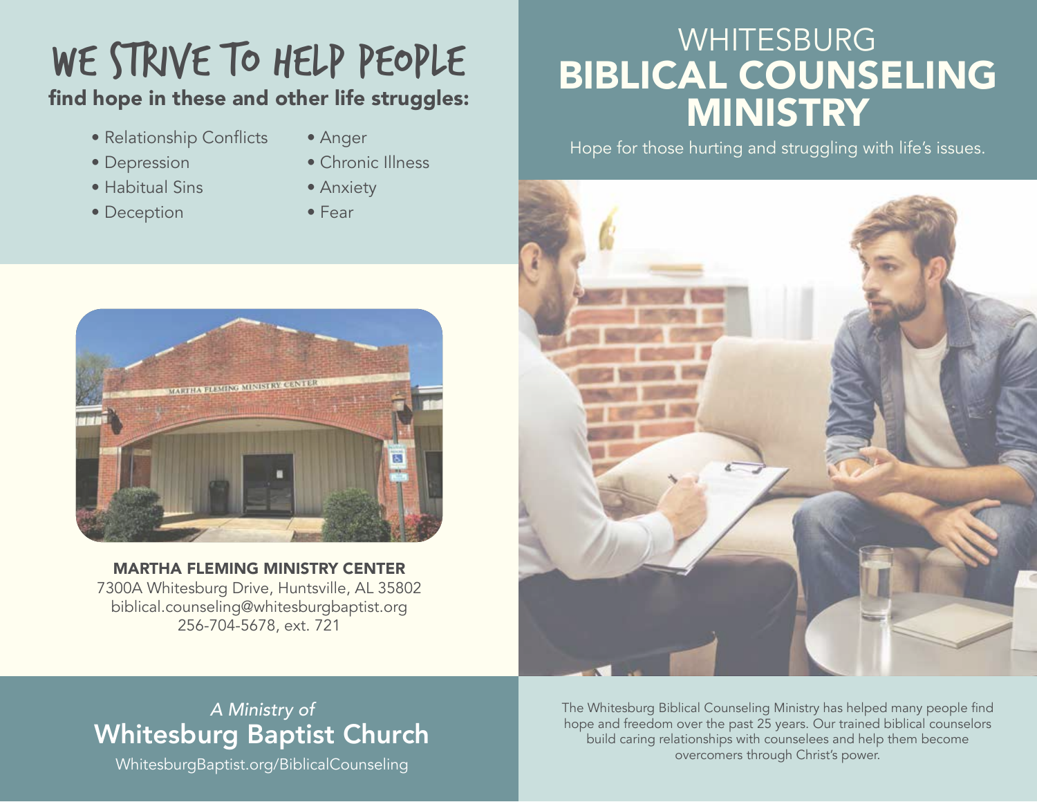# WE STRIVE TO HELP PEOPLE

## find hope in these and other life struggles:

- Relationship Conflicts
- Depression
- Habitual Sins
- Deception
- Anger
- Chronic Illness
- Anxiety
- Fear

**MARTHA FLEMING MINISTRY CENTER**
7300A Whitesburg Drive, Huntsville, AL 35802
biblical.counseling@whitesburgbaptist.org
256-704-5678, ext. 721

*A Ministry of*
## Whitesburg Baptist Church
WhitesburgBaptist.org/BiblicalCounseling

# WHITESBURG BIBLICAL COUNSELING MINISTRY

Hope for those hurting and struggling with life's issues.

The Whitesburg Biblical Counseling Ministry has helped many people find hope and freedom over the past 25 years. Our trained biblical counselors build caring relationships with counselees and help them become overcomers through Christ's power.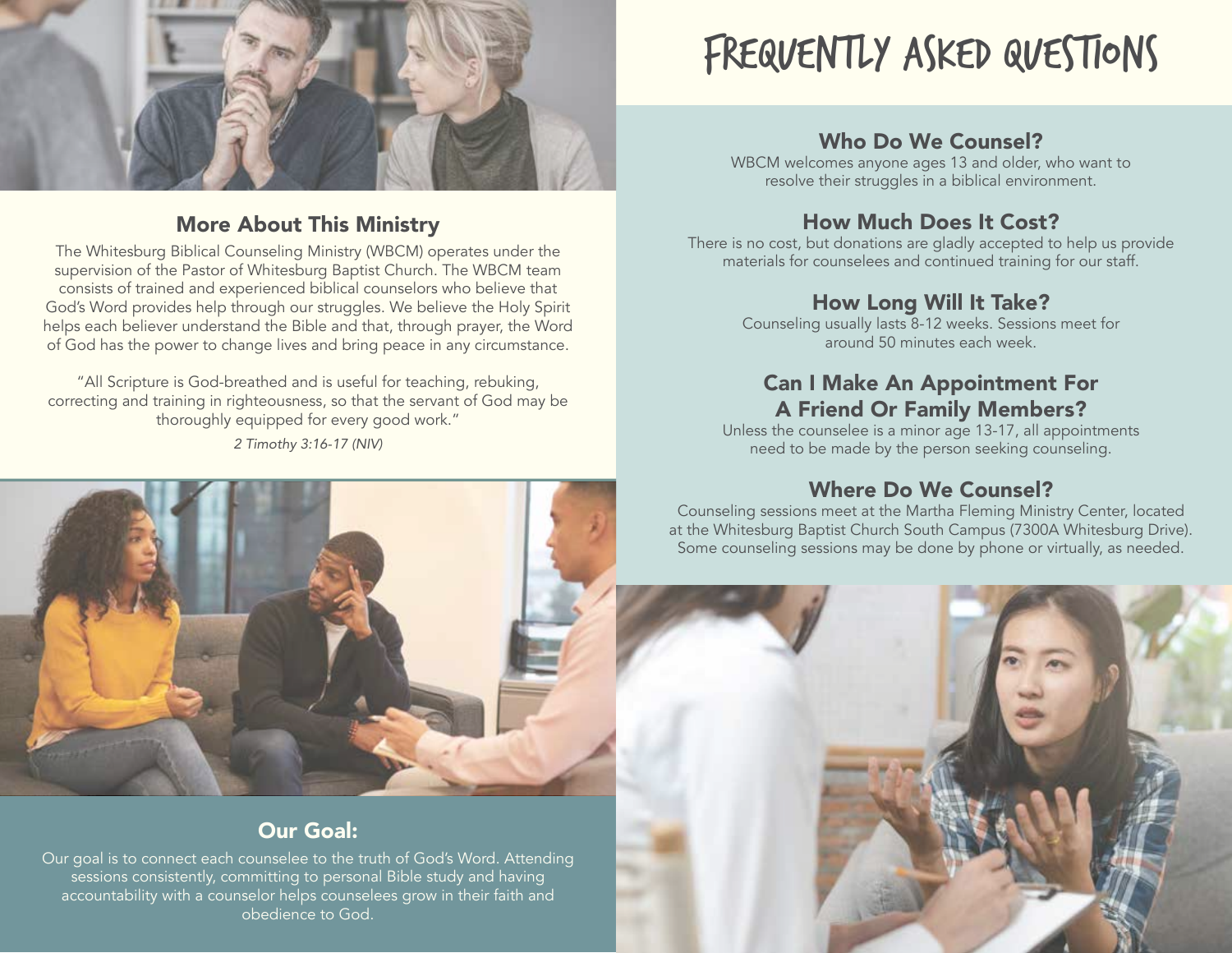## More About This Ministry

The Whitesburg Biblical Counseling Ministry (WBCM) operates under the supervision of the Pastor of Whitesburg Baptist Church. The WBCM team consists of trained and experienced biblical counselors who believe that God's Word provides help through our struggles. We believe the Holy Spirit helps each believer understand the Bible and that, through prayer, the Word of God has the power to change lives and bring peace in any circumstance.

"All Scripture is God-breathed and is useful for teaching, rebuking, correcting and training in righteousness, so that the servant of God may be thoroughly equipped for every good work."

*2 Timothy 3:16-17 (NIV)*

## Our Goal:

Our goal is to connect each counselee to the truth of God's Word. Attending sessions consistently, committing to personal Bible study and having accountability with a counselor helps counselees grow in their faith and obedience to God.

# Frequently Asked Questions

### Who Do We Counsel?

WBCM welcomes anyone ages 13 and older, who want to resolve their struggles in a biblical environment.

### How Much Does It Cost?

There is no cost, but donations are gladly accepted to help us provide materials for counselees and continued training for our staff.

### How Long Will It Take?

Counseling usually lasts 8-12 weeks. Sessions meet for around 50 minutes each week.

### Can I Make An Appointment For A Friend Or Family Members?

Unless the counselee is a minor age 13-17, all appointments need to be made by the person seeking counseling.

### Where Do We Counsel?

Counseling sessions meet at the Martha Fleming Ministry Center, located at the Whitesburg Baptist Church South Campus (7300A Whitesburg Drive). Some counseling sessions may be done by phone or virtually, as needed.